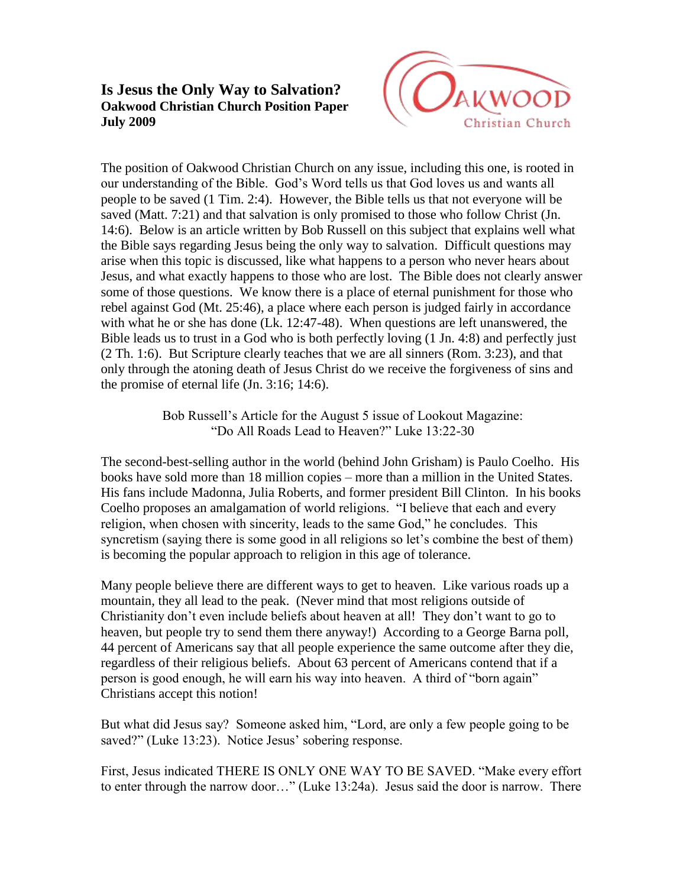## Is Jesus the Only Way to Salvation?

**Oakwood Christian Church Position Paper**
**July 2009**

The position of Oakwood Christian Church on any issue, including this one, is rooted in our understanding of the Bible. God's Word tells us that God loves us and wants all people to be saved (1 Tim. 2:4). However, the Bible tells us that not everyone will be saved (Matt. 7:21) and that salvation is only promised to those who follow Christ (Jn. 14:6). Below is an article written by Bob Russell on this subject that explains well what the Bible says regarding Jesus being the only way to salvation. Difficult questions may arise when this topic is discussed, like what happens to a person who never hears about Jesus, and what exactly happens to those who are lost. The Bible does not clearly answer some of those questions. We know there is a place of eternal punishment for those who rebel against God (Mt. 25:46), a place where each person is judged fairly in accordance with what he or she has done (Lk. 12:47-48). When questions are left unanswered, the Bible leads us to trust in a God who is both perfectly loving (1 Jn. 4:8) and perfectly just (2 Th. 1:6). But Scripture clearly teaches that we are all sinners (Rom. 3:23), and that only through the atoning death of Jesus Christ do we receive the forgiveness of sins and the promise of eternal life (Jn. 3:16; 14:6).

Bob Russell's Article for the August 5 issue of Lookout Magazine:
"Do All Roads Lead to Heaven?" Luke 13:22-30

The second-best-selling author in the world (behind John Grisham) is Paulo Coelho. His books have sold more than 18 million copies – more than a million in the United States. His fans include Madonna, Julia Roberts, and former president Bill Clinton. In his books Coelho proposes an amalgamation of world religions. "I believe that each and every religion, when chosen with sincerity, leads to the same God," he concludes. This syncretism (saying there is some good in all religions so let's combine the best of them) is becoming the popular approach to religion in this age of tolerance.

Many people believe there are different ways to get to heaven. Like various roads up a mountain, they all lead to the peak. (Never mind that most religions outside of Christianity don't even include beliefs about heaven at all! They don't want to go to heaven, but people try to send them there anyway!) According to a George Barna poll, 44 percent of Americans say that all people experience the same outcome after they die, regardless of their religious beliefs. About 63 percent of Americans contend that if a person is good enough, he will earn his way into heaven. A third of "born again" Christians accept this notion!

But what did Jesus say? Someone asked him, "Lord, are only a few people going to be saved?" (Luke 13:23). Notice Jesus' sobering response.

First, Jesus indicated THERE IS ONLY ONE WAY TO BE SAVED. "Make every effort to enter through the narrow door…" (Luke 13:24a). Jesus said the door is narrow. There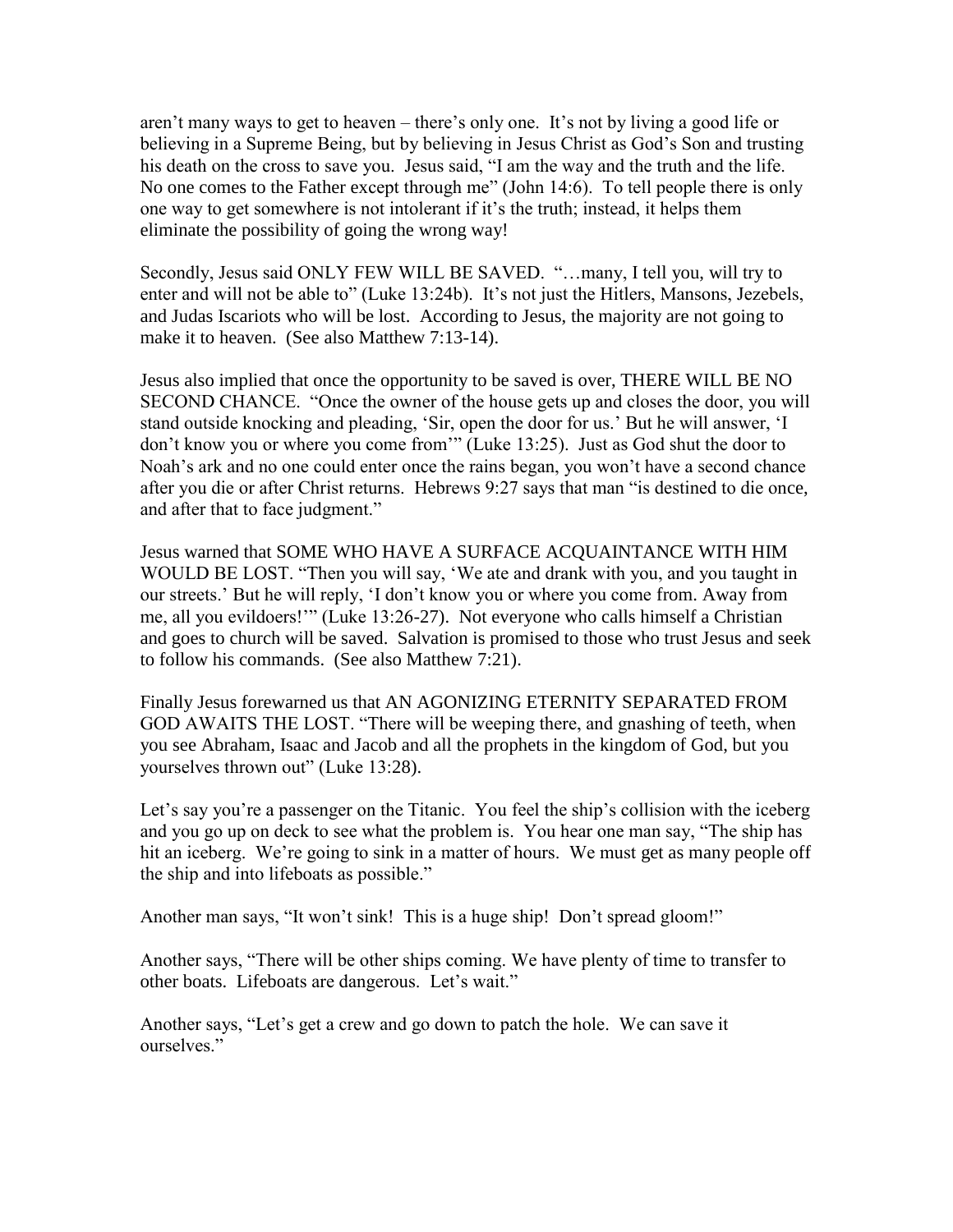aren't many ways to get to heaven – there's only one. It's not by living a good life or believing in a Supreme Being, but by believing in Jesus Christ as God's Son and trusting his death on the cross to save you. Jesus said, "I am the way and the truth and the life. No one comes to the Father except through me" (John 14:6). To tell people there is only one way to get somewhere is not intolerant if it's the truth; instead, it helps them eliminate the possibility of going the wrong way!

Secondly, Jesus said ONLY FEW WILL BE SAVED. "…many, I tell you, will try to enter and will not be able to" (Luke 13:24b). It's not just the Hitlers, Mansons, Jezebels, and Judas Iscariots who will be lost. According to Jesus, the majority are not going to make it to heaven. (See also Matthew 7:13-14).

Jesus also implied that once the opportunity to be saved is over, THERE WILL BE NO SECOND CHANCE. "Once the owner of the house gets up and closes the door, you will stand outside knocking and pleading, 'Sir, open the door for us.' But he will answer, 'I don't know you or where you come from'" (Luke 13:25). Just as God shut the door to Noah's ark and no one could enter once the rains began, you won't have a second chance after you die or after Christ returns. Hebrews 9:27 says that man "is destined to die once, and after that to face judgment."

Jesus warned that SOME WHO HAVE A SURFACE ACQUAINTANCE WITH HIM WOULD BE LOST. "Then you will say, 'We ate and drank with you, and you taught in our streets.' But he will reply, 'I don't know you or where you come from. Away from me, all you evildoers!'" (Luke 13:26-27). Not everyone who calls himself a Christian and goes to church will be saved. Salvation is promised to those who trust Jesus and seek to follow his commands. (See also Matthew 7:21).

Finally Jesus forewarned us that AN AGONIZING ETERNITY SEPARATED FROM GOD AWAITS THE LOST. "There will be weeping there, and gnashing of teeth, when you see Abraham, Isaac and Jacob and all the prophets in the kingdom of God, but you yourselves thrown out" (Luke 13:28).

Let's say you're a passenger on the Titanic. You feel the ship's collision with the iceberg and you go up on deck to see what the problem is. You hear one man say, "The ship has hit an iceberg. We're going to sink in a matter of hours. We must get as many people off the ship and into lifeboats as possible."

Another man says, "It won't sink! This is a huge ship! Don't spread gloom!"

Another says, "There will be other ships coming. We have plenty of time to transfer to other boats. Lifeboats are dangerous. Let's wait."

Another says, "Let's get a crew and go down to patch the hole. We can save it ourselves."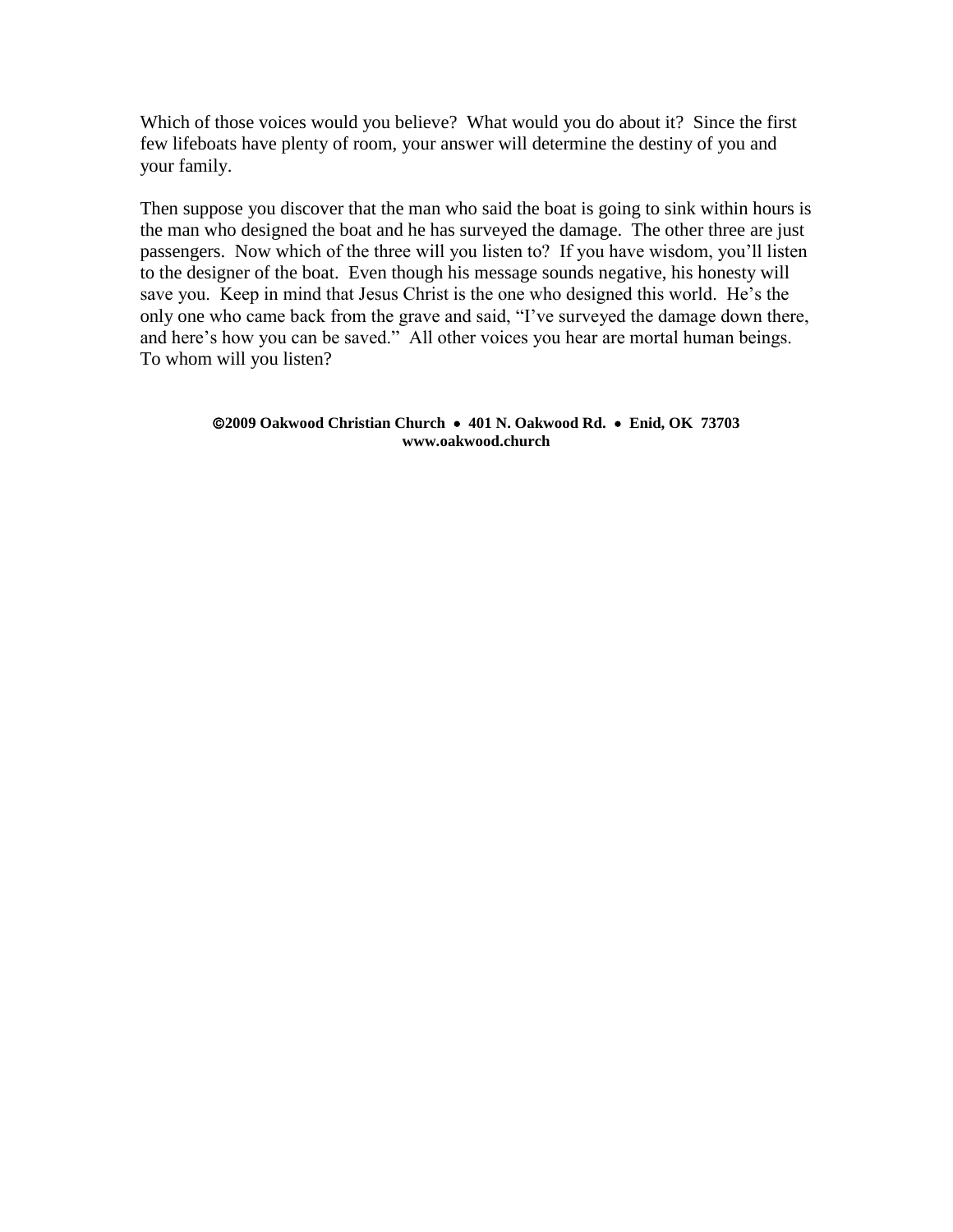Which of those voices would you believe? What would you do about it? Since the first few lifeboats have plenty of room, your answer will determine the destiny of you and your family.

Then suppose you discover that the man who said the boat is going to sink within hours is the man who designed the boat and he has surveyed the damage. The other three are just passengers. Now which of the three will you listen to? If you have wisdom, you'll listen to the designer of the boat. Even though his message sounds negative, his honesty will save you. Keep in mind that Jesus Christ is the one who designed this world. He's the only one who came back from the grave and said, "I've surveyed the damage down there, and here's how you can be saved." All other voices you hear are mortal human beings. To whom will you listen?

**©2009 Oakwood Christian Church • 401 N. Oakwood Rd. • Enid, OK 73703**
**www.oakwood.church**